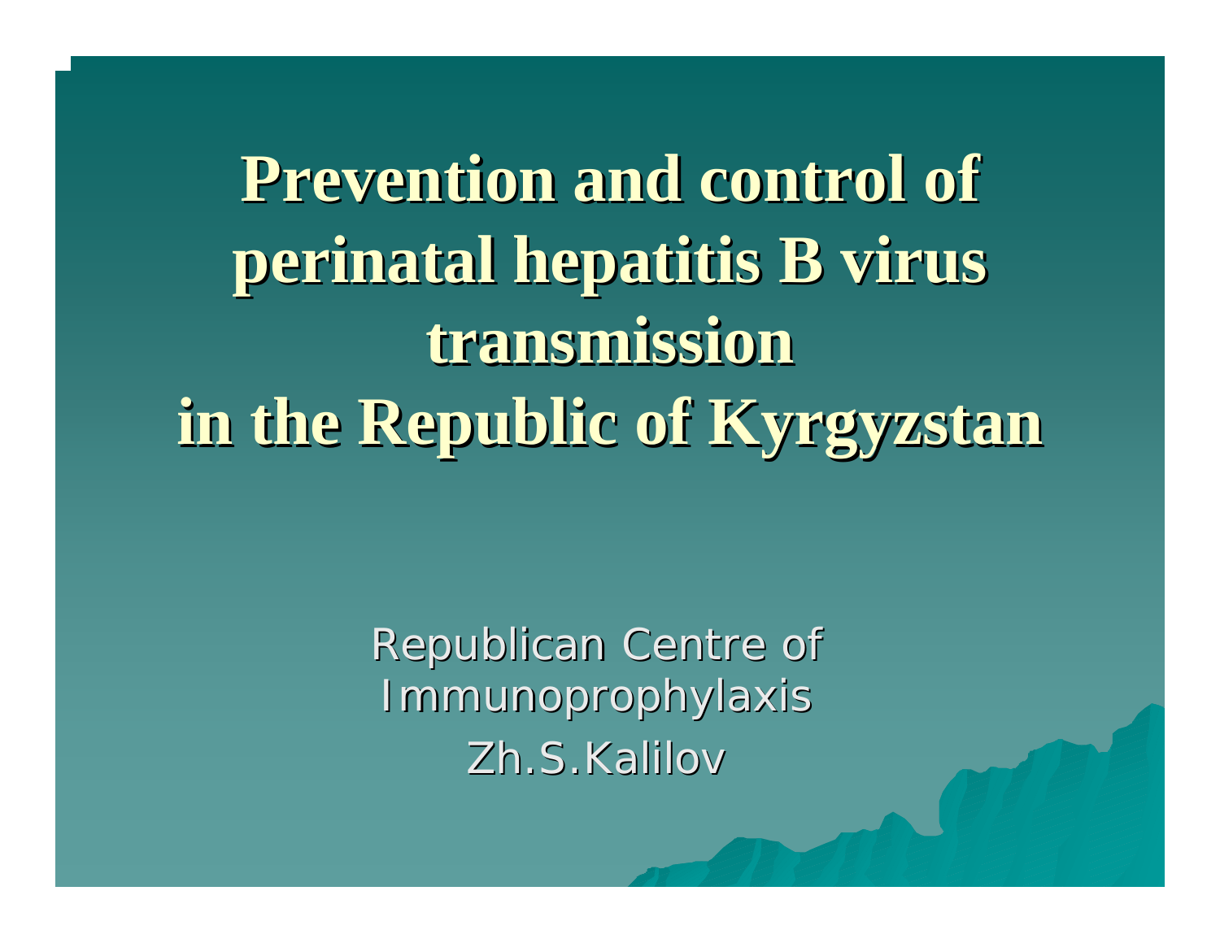# Prevention and control of perinatal hepatitis B virus transmission in the Republic of Kyrgyzstan

Republican Centre of Immunoprophylaxis

Zh.S.Kalilov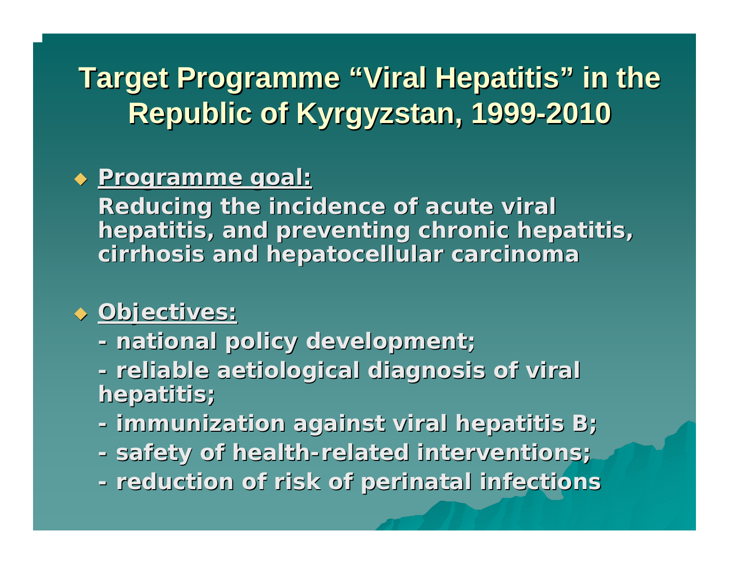# Target Programme "Viral Hepatitis" in the Republic of Kyrgyzstan, 1999-2010

- **Programme goal:**

  **Reducing the incidence of acute viral hepatitis, and preventing chronic hepatitis, cirrhosis and hepatocellular carcinoma**

- **Objectives:**

  **- national policy development;**

  **- reliable aetiological diagnosis of viral hepatitis;**

  **- immunization against viral hepatitis B;**

  **- safety of health-related interventions;**

  **- reduction of risk of perinatal infections**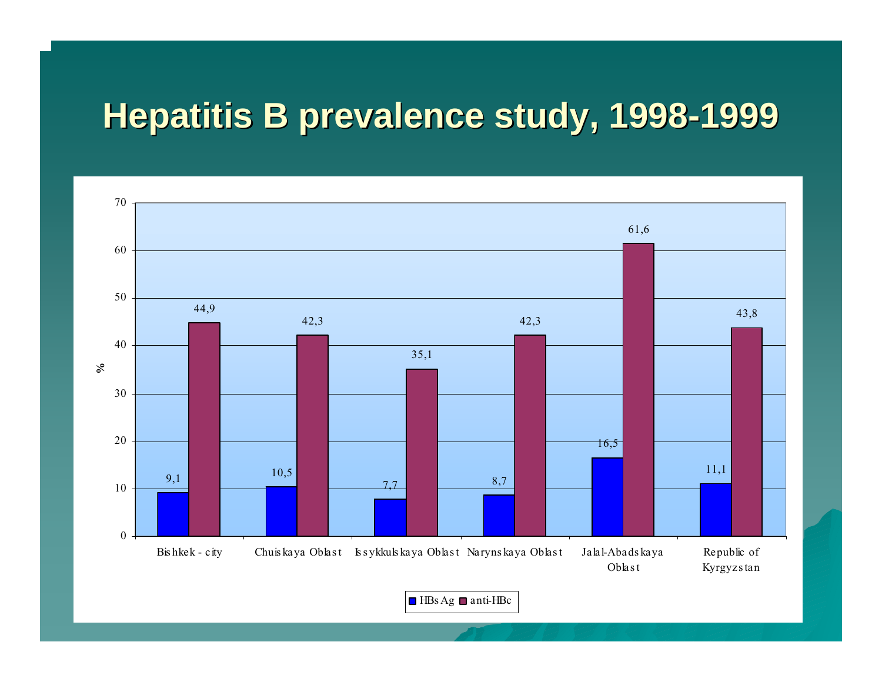# Hepatitis B prevalence study, 1998-1999

| | HBsAg | anti-HBc |
|---|---|---|
| Bishkek - city | 9,1 | 44,9 |
| Chuiskaya Oblast | 10,5 | 42,3 |
| Issykkulskaya Oblast | 7,7 | 35,1 |
| Narynskaya Oblast | 8,7 | 42,3 |
| Jalal-Abadskaya Oblast | 16,5 | 61,6 |
| Republic of Kyrgyzstan | 11,1 | 43,8 |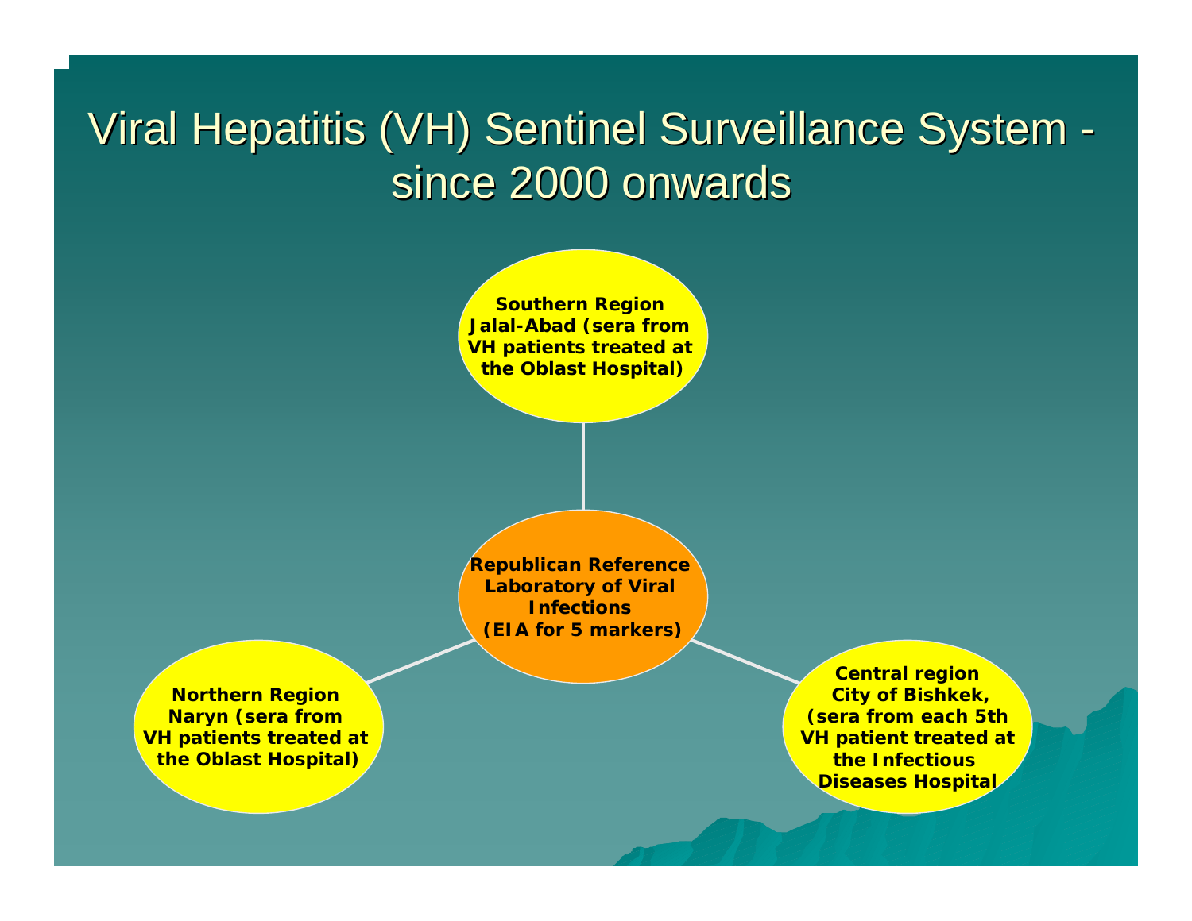# Viral Hepatitis (VH) Sentinel Surveillance System - since 2000 onwards

**Southern Region**
**Jalal-Abad (sera from VH patients treated at the Oblast Hospital)**

**Republican Reference Laboratory of Viral Infections**
**(EIA for 5 markers)**

**Northern Region**
**Naryn (sera from VH patients treated at the Oblast Hospital)**

**Central region**
**City of Bishkek, (sera from each 5th VH patient treated at the Infectious Diseases Hospital**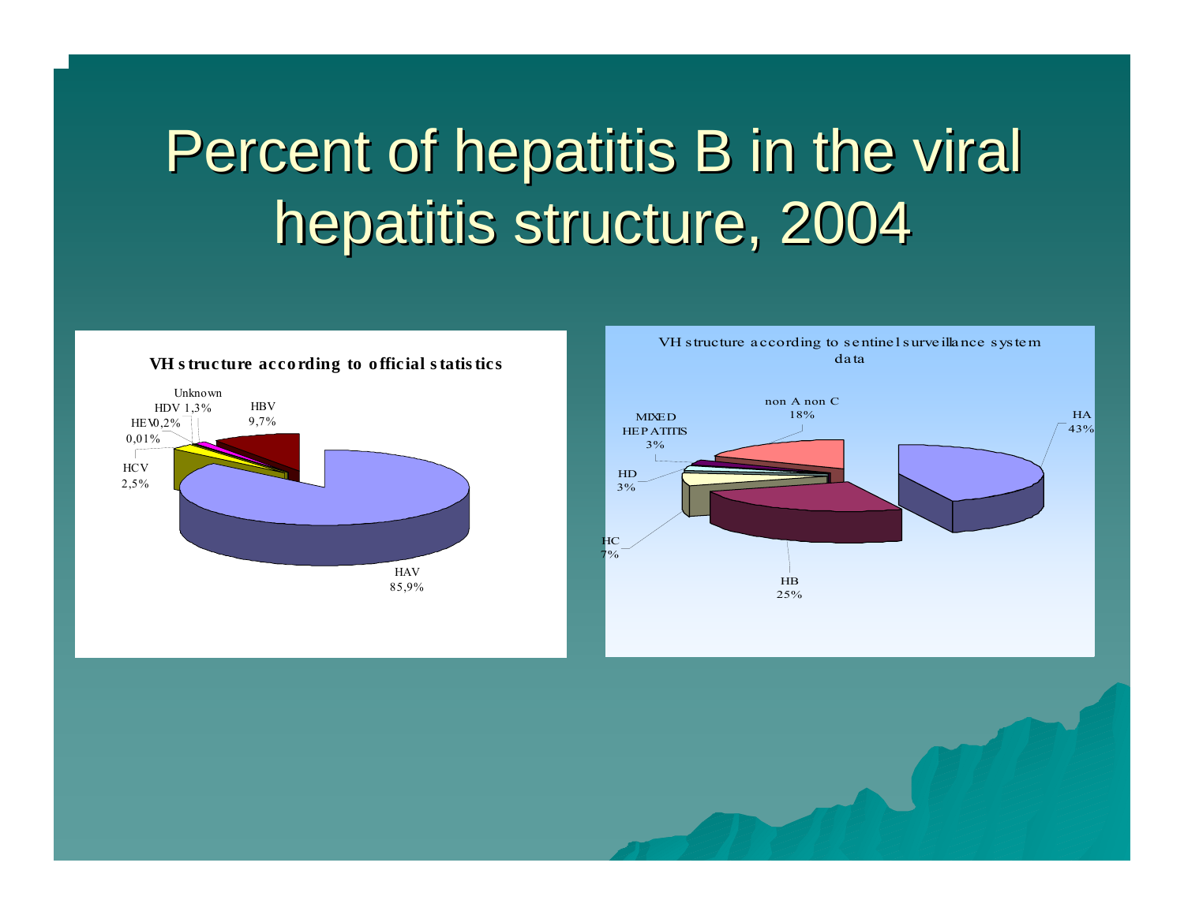# Percent of hepatitis B in the viral hepatitis structure, 2004

**VH structure according to official statistics**

- HAV 85,9%
- HBV 9,7%
- HCV 2,5%
- Unknown 1,3%
- HDV 0,2%
- HEV 0,01%

VH structure according to sentinel surveillance system data

- HA 43%
- HB 25%
- non A non C 18%
- HC 7%
- HD 3%
- MIXED HEPATITIS 3%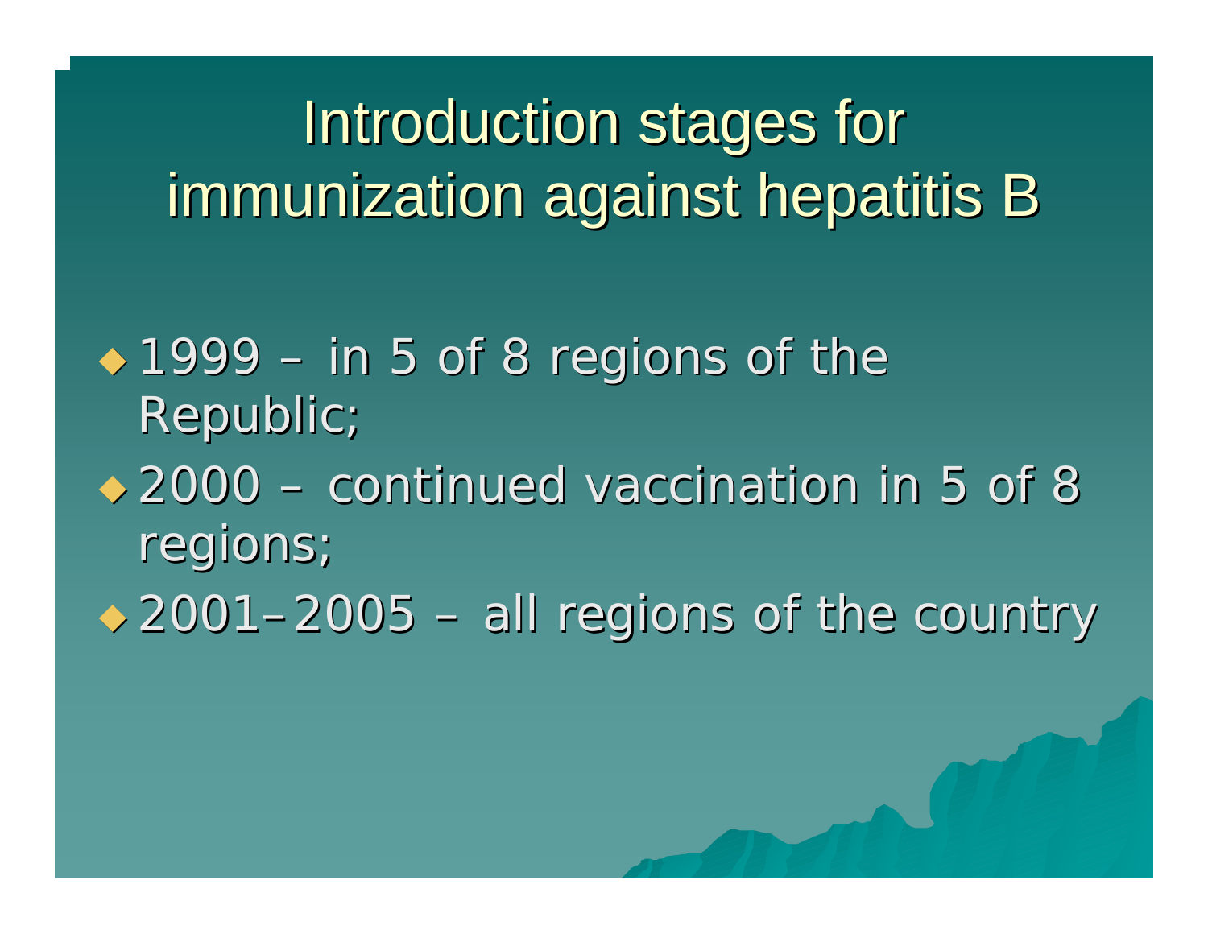# Introduction stages for immunization against hepatitis B

- 1999 – in 5 of 8 regions of the Republic;
- 2000 – continued vaccination in 5 of 8 regions;
- 2001–2005 – all regions of the country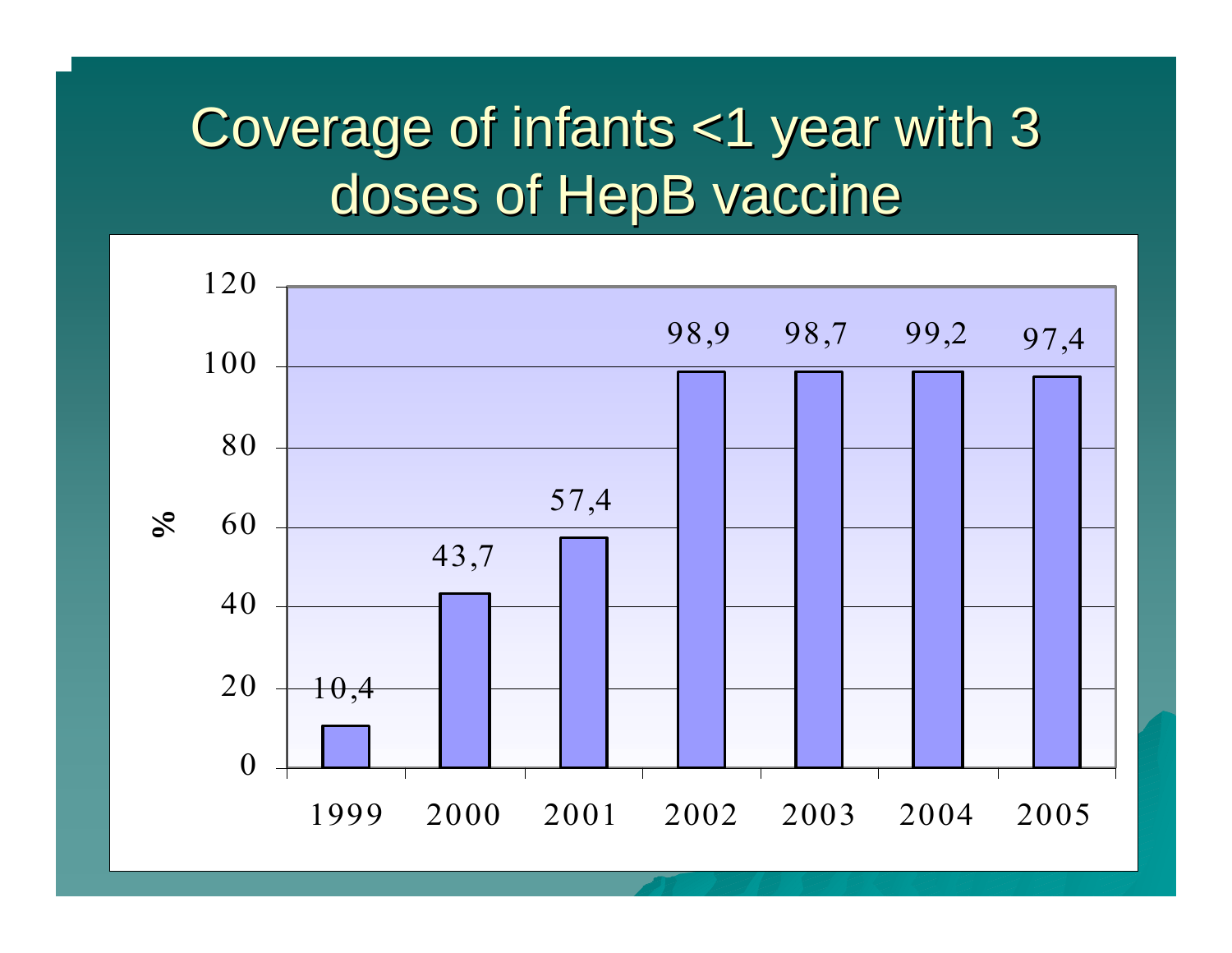# Coverage of infants <1 year with 3 doses of HepB vaccine

| Year | % |
|---|---|
| 1999 | 10,4 |
| 2000 | 43,7 |
| 2001 | 57,4 |
| 2002 | 98,9 |
| 2003 | 98,7 |
| 2004 | 99,2 |
| 2005 | 97,4 |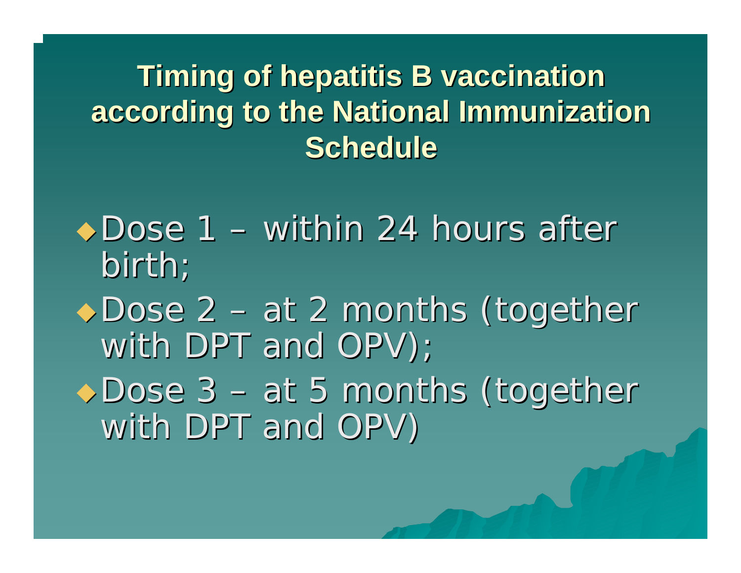# Timing of hepatitis B vaccination according to the National Immunization Schedule

- Dose 1 – within 24 hours after birth;
- Dose 2 – at 2 months (together with DPT and OPV);
- Dose 3 – at 5 months (together with DPT and OPV)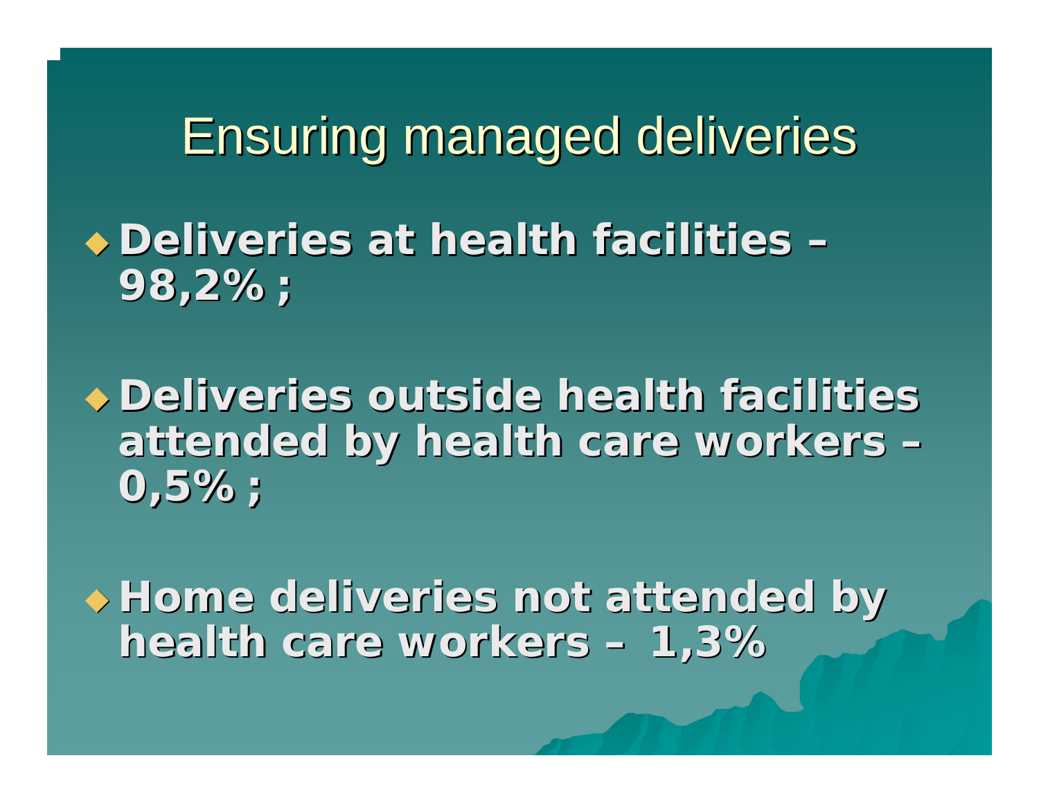# Ensuring managed deliveries

- **Deliveries at health facilities – 98,2% ;**
- **Deliveries outside health facilities attended by health care workers – 0,5% ;**
- **Home deliveries not attended by health care workers – 1,3%**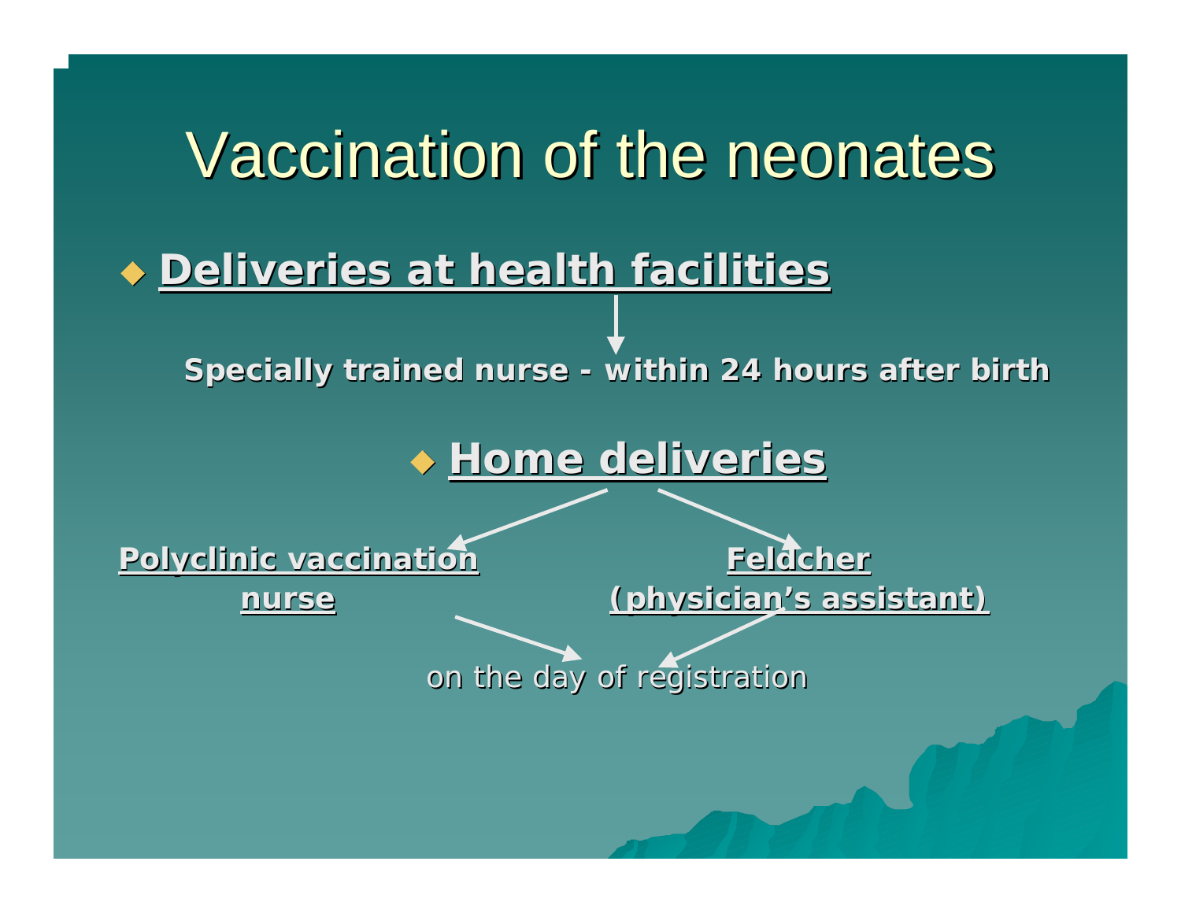# Vaccination of the neonates

- **Deliveries at health facilities**

  **Specially trained nurse - within 24 hours after birth**

- **Home deliveries**

  **Polyclinic vaccination nurse**

  **Feldcher (physician's assistant)**

  on the day of registration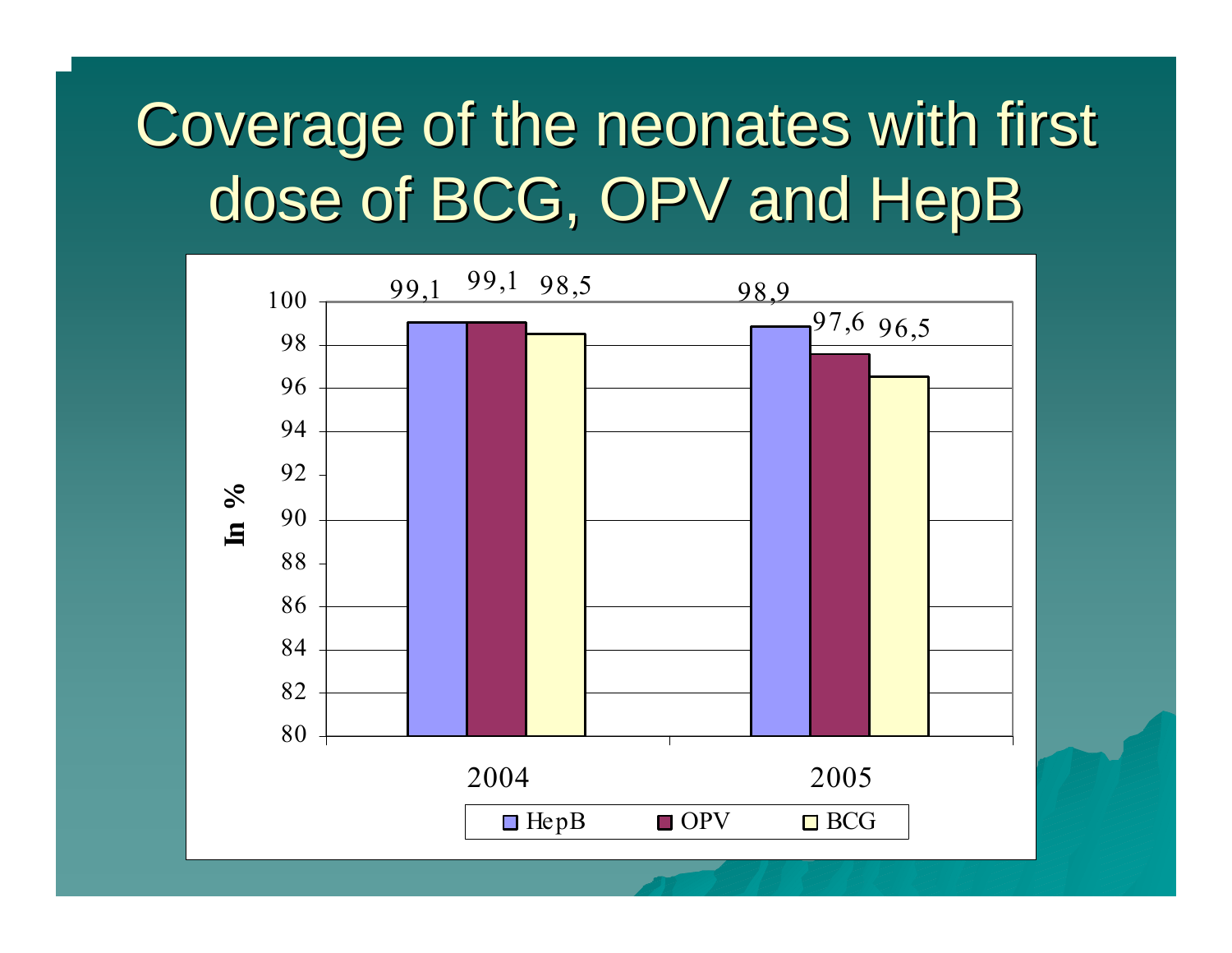# Coverage of the neonates with first dose of BCG, OPV and HepB

| Year | HepB | OPV | BCG |
|---|---|---|---|
| 2004 | 99,1 | 99,1 | 98,5 |
| 2005 | 98,9 | 97,6 | 96,5 |

In %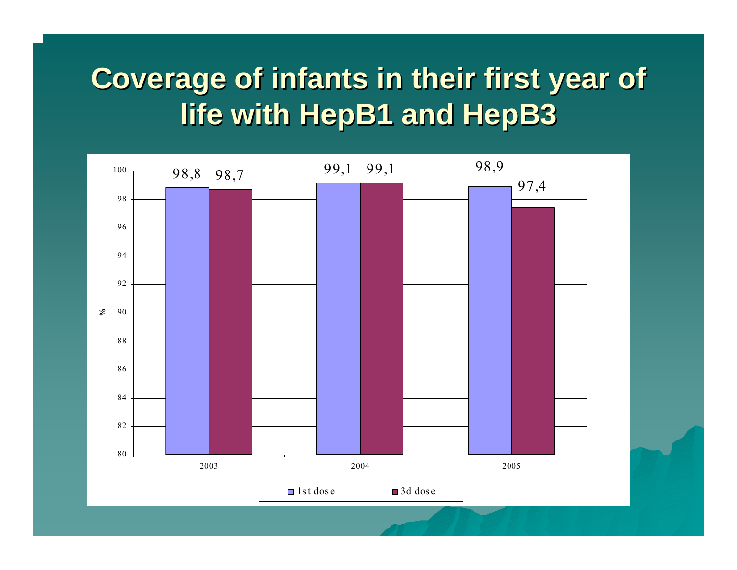# Coverage of infants in their first year of life with HepB1 and HepB3

| Year | 1st dose (%) | 3d dose (%) |
|---|---|---|
| 2003 | 98,8 | 98,7 |
| 2004 | 99,1 | 99,1 |
| 2005 | 98,9 | 97,4 |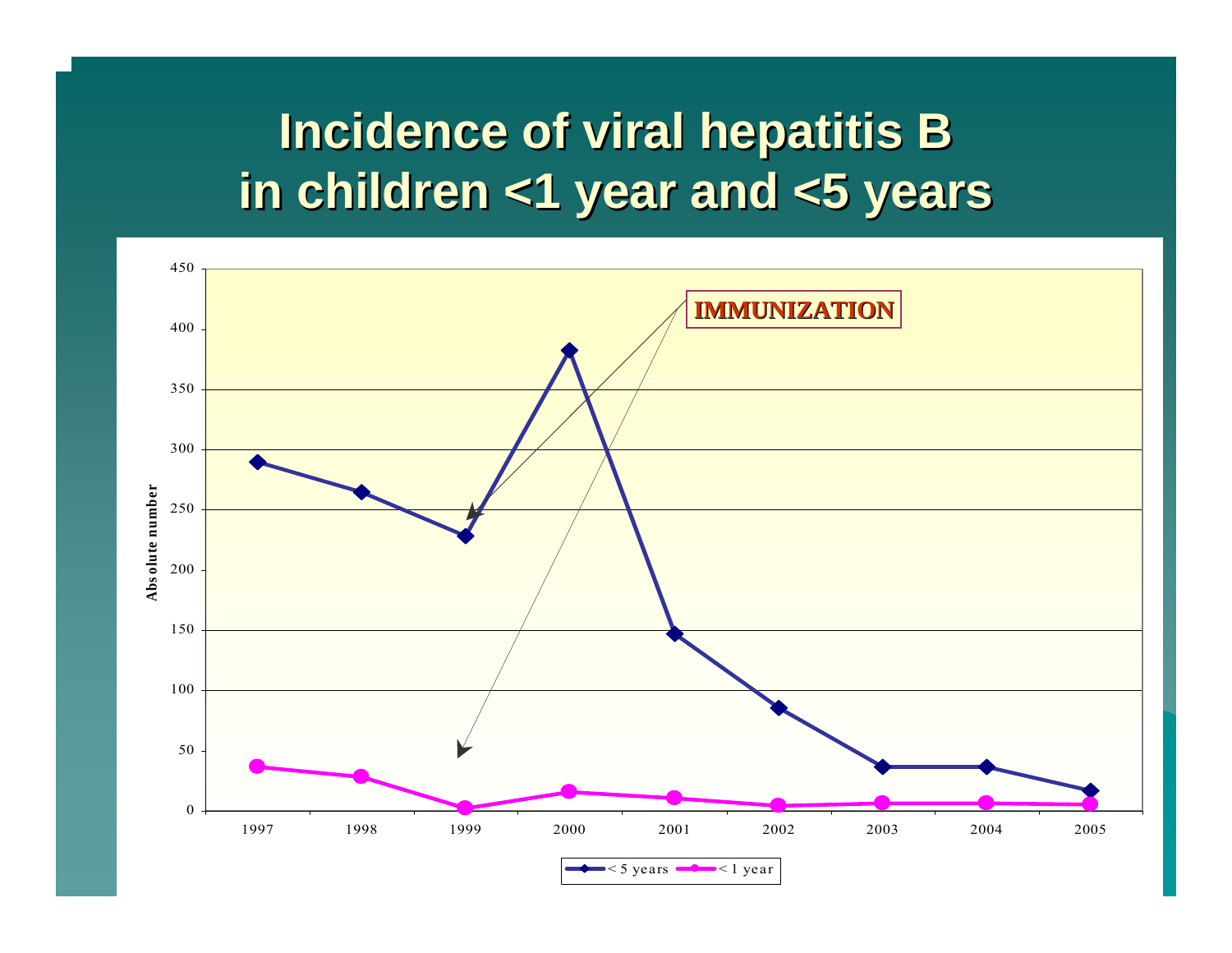# Incidence of viral hepatitis B in children <1 year and <5 years

| Year | < 5 years | < 1 year |
|---|---|---|
| 1997 | 290 | 37 |
| 1998 | 265 | 29 |
| 1999 | 229 | 3 |
| 2000 | 383 | 16 |
| 2001 | 147 | 11 |
| 2002 | 86 | 5 |
| 2003 | 37 | 7 |
| 2004 | 37 | 7 |
| 2005 | 17 | 6 |

Absolute number

IMMUNIZATION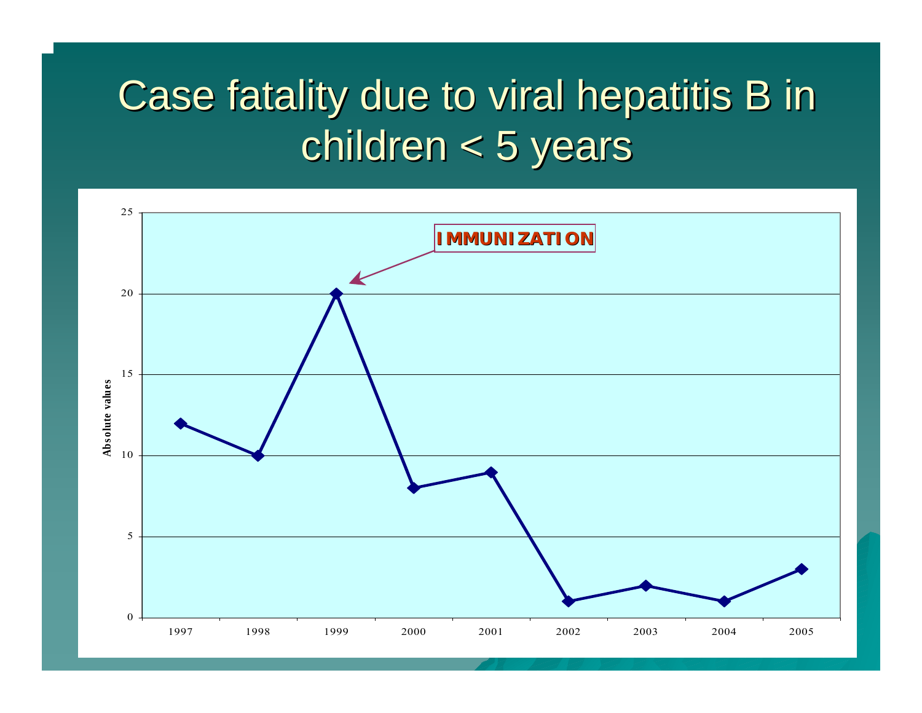# Case fatality due to viral hepatitis B in children < 5 years

IMMUNIZATION

Absolute values

| Year | Value |
|---|---|
| 1997 | 12 |
| 1998 | 10 |
| 1999 | 20 |
| 2000 | 8 |
| 2001 | 9 |
| 2002 | 1 |
| 2003 | 2 |
| 2004 | 1 |
| 2005 | 3 |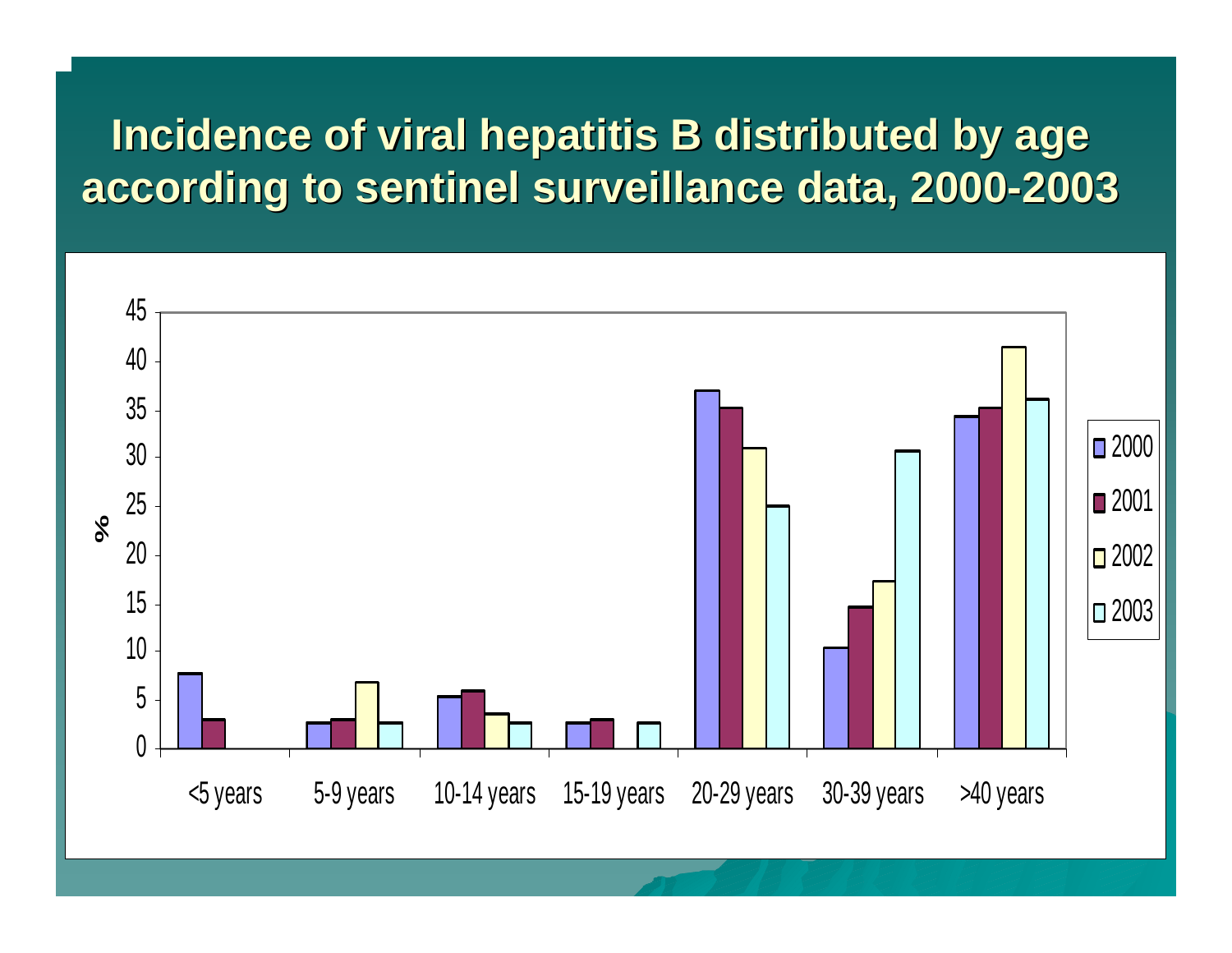# Incidence of viral hepatitis B distributed by age according to sentinel surveillance data, 2000-2003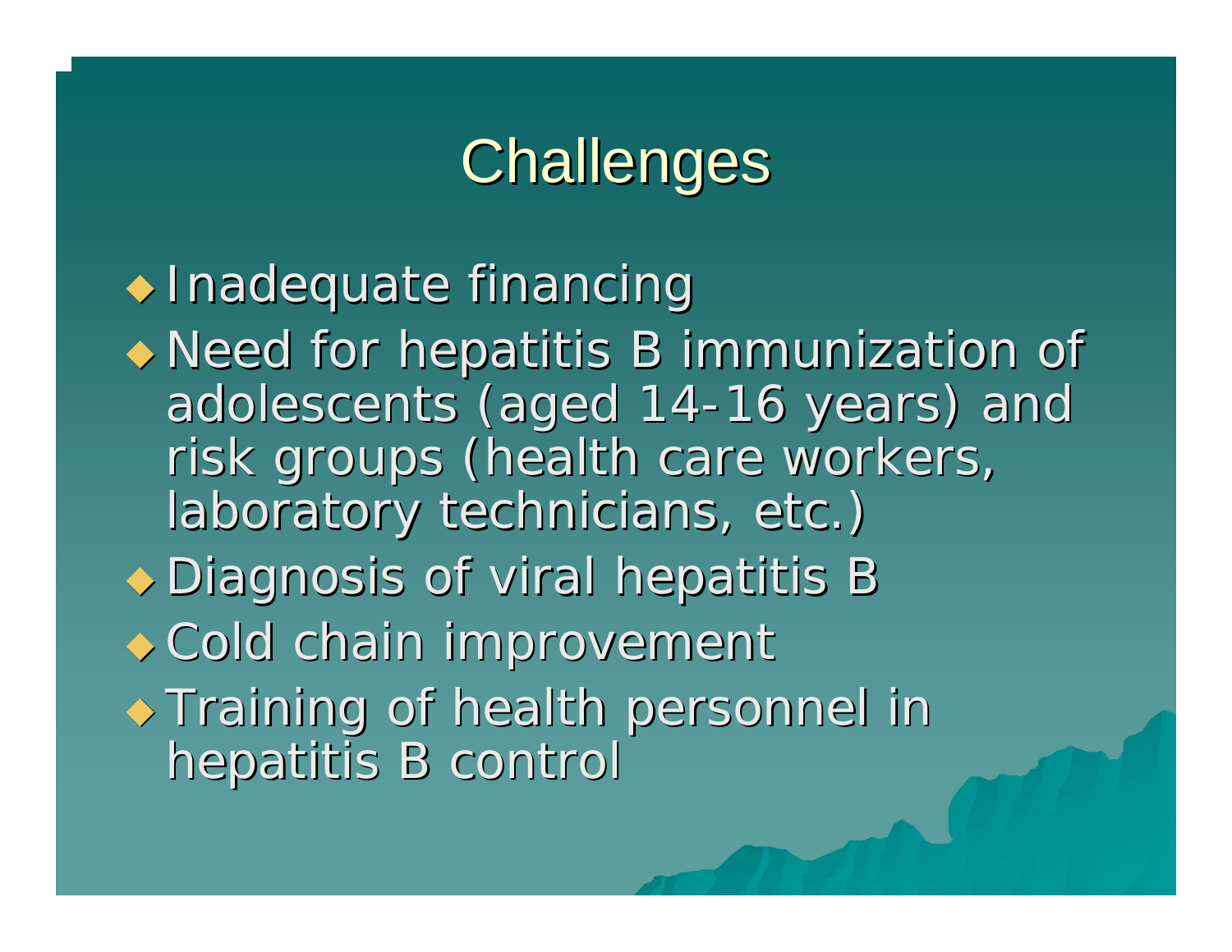# Challenges

- Inadequate financing
- Need for hepatitis B immunization of adolescents (aged 14-16 years) and risk groups (health care workers, laboratory technicians, etc.)
- Diagnosis of viral hepatitis B
- Cold chain improvement
- Training of health personnel in hepatitis B control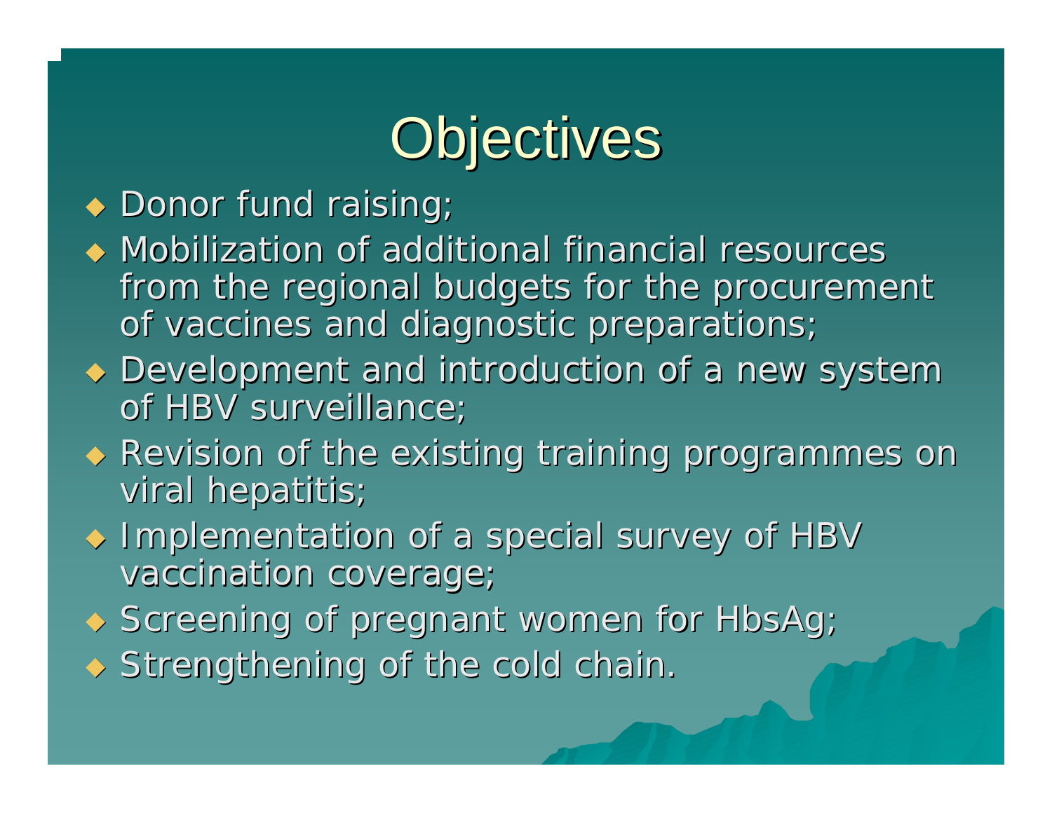# Objectives

- Donor fund raising;
- Mobilization of additional financial resources from the regional budgets for the procurement of vaccines and diagnostic preparations;
- Development and introduction of a new system of HBV surveillance;
- Revision of the existing training programmes on viral hepatitis;
- Implementation of a special survey of HBV vaccination coverage;
- Screening of pregnant women for HbsAg;
- Strengthening of the cold chain.